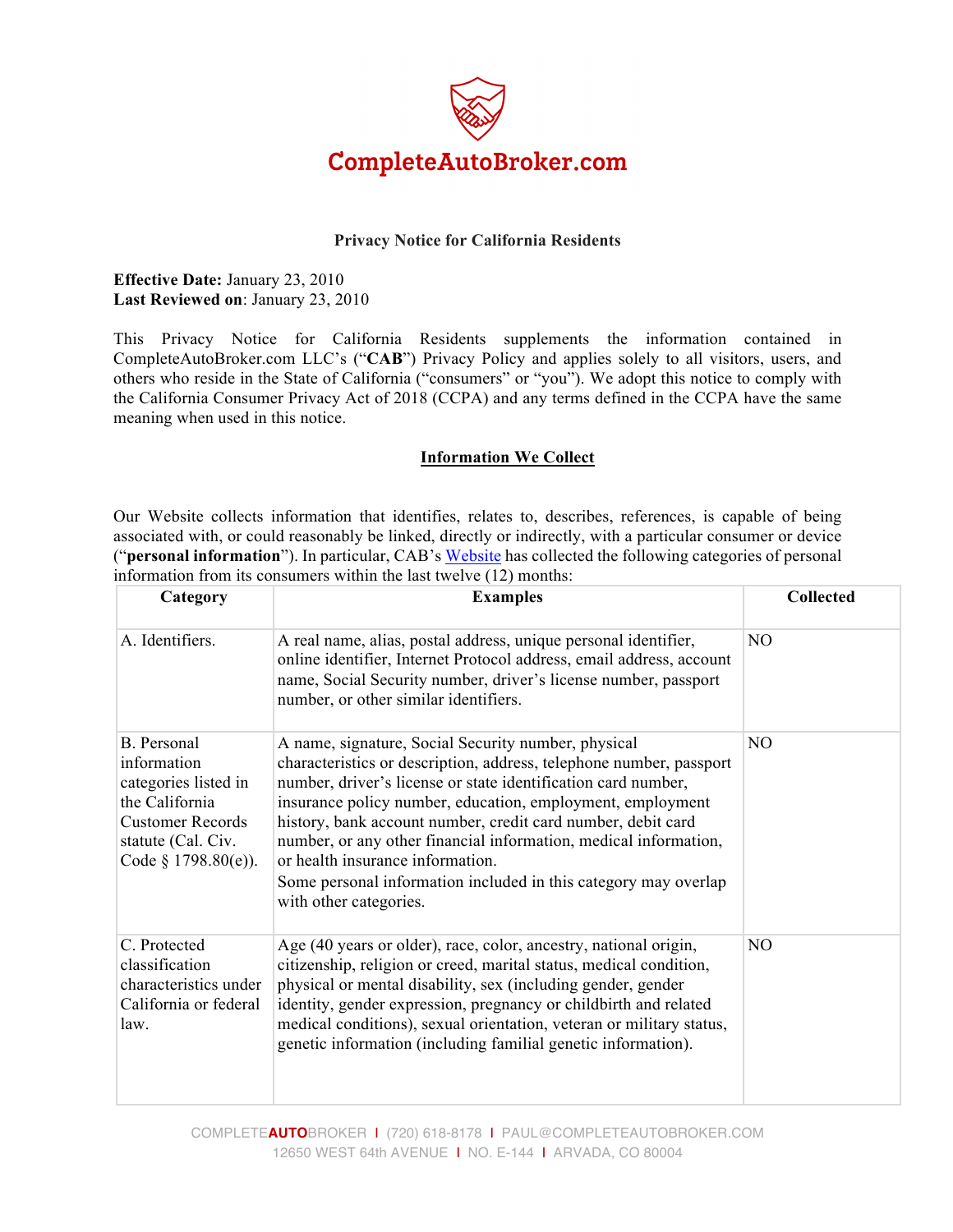CompleteAutoBroker.com

## Privacy Notice for California Residents

**Effective Date:** January 23, 2010
**Last Reviewed on**: January 23, 2010

This Privacy Notice for California Residents supplements the information contained in CompleteAutoBroker.com LLC's ("**CAB**") Privacy Policy and applies solely to all visitors, users, and others who reside in the State of California ("consumers" or "you"). We adopt this notice to comply with the California Consumer Privacy Act of 2018 (CCPA) and any terms defined in the CCPA have the same meaning when used in this notice.

### Information We Collect

Our Website collects information that identifies, relates to, describes, references, is capable of being associated with, or could reasonably be linked, directly or indirectly, with a particular consumer or device ("**personal information**"). In particular, CAB's Website has collected the following categories of personal information from its consumers within the last twelve (12) months:

| Category | Examples | Collected |
|---|---|---|
| A. Identifiers. | A real name, alias, postal address, unique personal identifier, online identifier, Internet Protocol address, email address, account name, Social Security number, driver's license number, passport number, or other similar identifiers. | NO |
| B. Personal information categories listed in the California Customer Records statute (Cal. Civ. Code § 1798.80(e)). | A name, signature, Social Security number, physical characteristics or description, address, telephone number, passport number, driver's license or state identification card number, insurance policy number, education, employment, employment history, bank account number, credit card number, debit card number, or any other financial information, medical information, or health insurance information. Some personal information included in this category may overlap with other categories. | NO |
| C. Protected classification characteristics under California or federal law. | Age (40 years or older), race, color, ancestry, national origin, citizenship, religion or creed, marital status, medical condition, physical or mental disability, sex (including gender, gender identity, gender expression, pregnancy or childbirth and related medical conditions), sexual orientation, veteran or military status, genetic information (including familial genetic information). | NO |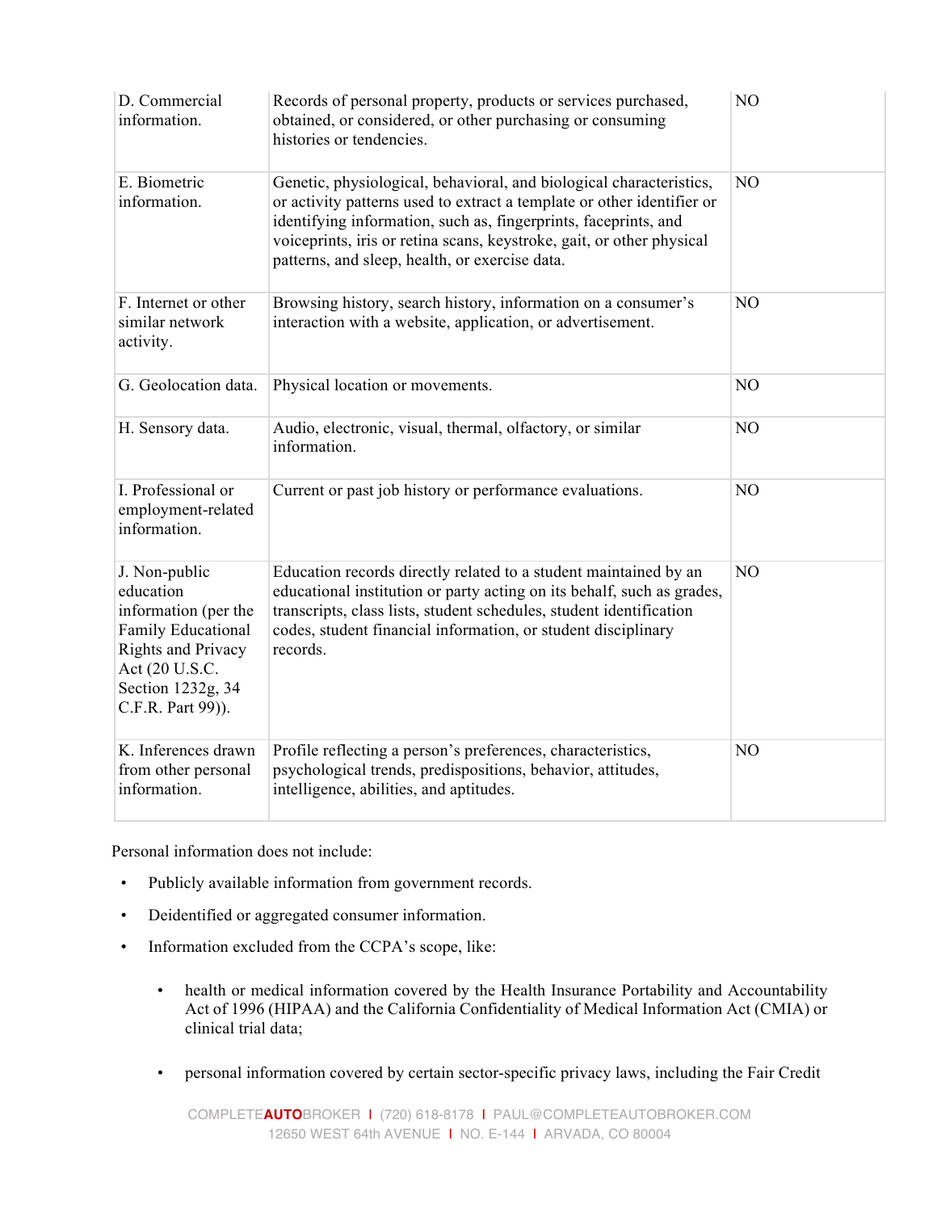| D. Commercial information. | Records of personal property, products or services purchased, obtained, or considered, or other purchasing or consuming histories or tendencies. | NO |
|---|---|---|
| E. Biometric information. | Genetic, physiological, behavioral, and biological characteristics, or activity patterns used to extract a template or other identifier or identifying information, such as, fingerprints, faceprints, and voiceprints, iris or retina scans, keystroke, gait, or other physical patterns, and sleep, health, or exercise data. | NO |
| F. Internet or other similar network activity. | Browsing history, search history, information on a consumer's interaction with a website, application, or advertisement. | NO |
| G. Geolocation data. | Physical location or movements. | NO |
| H. Sensory data. | Audio, electronic, visual, thermal, olfactory, or similar information. | NO |
| I. Professional or employment-related information. | Current or past job history or performance evaluations. | NO |
| J. Non-public education information (per the Family Educational Rights and Privacy Act (20 U.S.C. Section 1232g, 34 C.F.R. Part 99)). | Education records directly related to a student maintained by an educational institution or party acting on its behalf, such as grades, transcripts, class lists, student schedules, student identification codes, student financial information, or student disciplinary records. | NO |
| K. Inferences drawn from other personal information. | Profile reflecting a person's preferences, characteristics, psychological trends, predispositions, behavior, attitudes, intelligence, abilities, and aptitudes. | NO |

Personal information does not include:

- Publicly available information from government records.
- Deidentified or aggregated consumer information.
- Information excluded from the CCPA's scope, like:
  - health or medical information covered by the Health Insurance Portability and Accountability Act of 1996 (HIPAA) and the California Confidentiality of Medical Information Act (CMIA) or clinical trial data;
  - personal information covered by certain sector-specific privacy laws, including the Fair Credit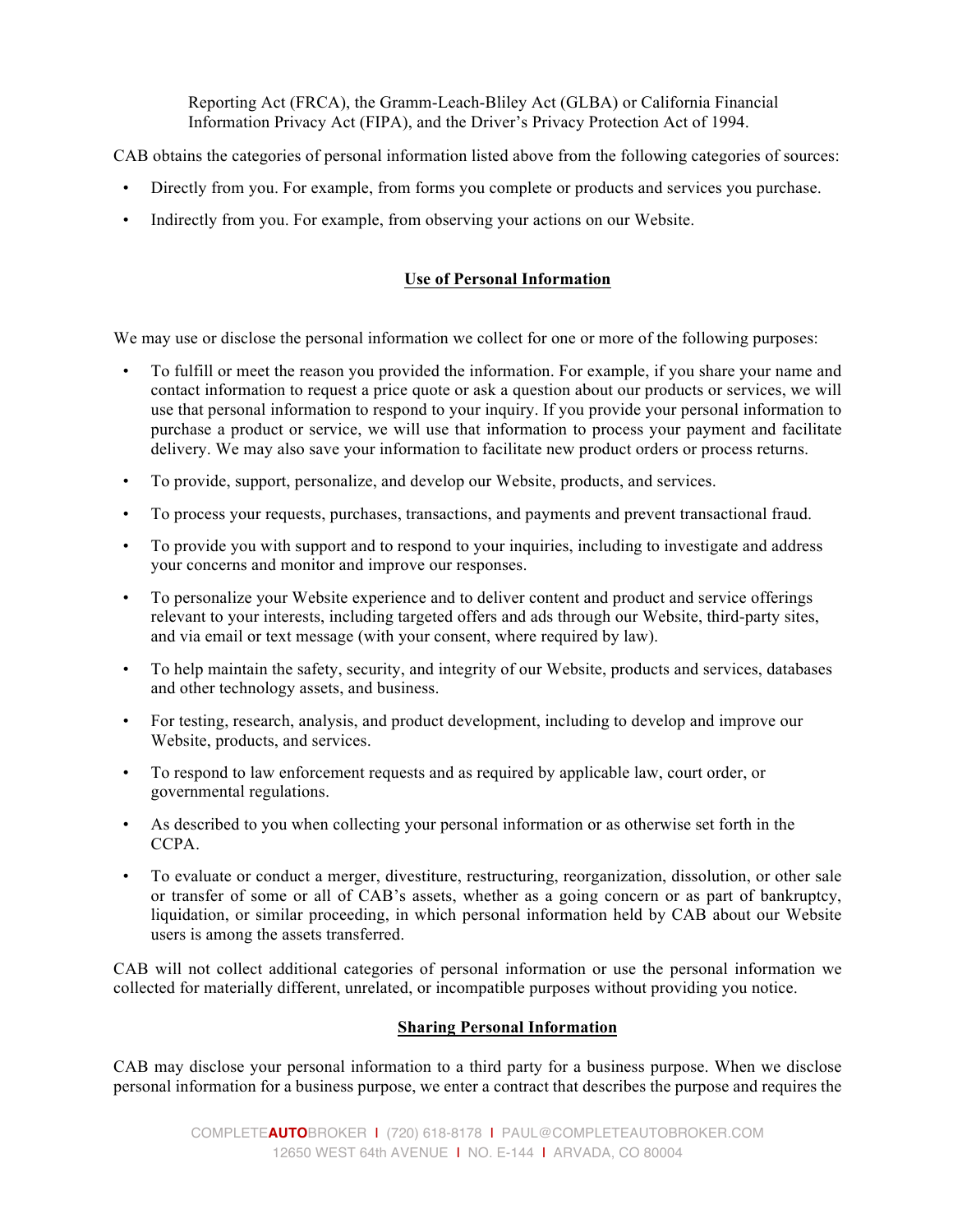Reporting Act (FRCA), the Gramm-Leach-Bliley Act (GLBA) or California Financial Information Privacy Act (FIPA), and the Driver's Privacy Protection Act of 1994.

CAB obtains the categories of personal information listed above from the following categories of sources:

- Directly from you. For example, from forms you complete or products and services you purchase.
- Indirectly from you. For example, from observing your actions on our Website.

## Use of Personal Information

We may use or disclose the personal information we collect for one or more of the following purposes:

- To fulfill or meet the reason you provided the information. For example, if you share your name and contact information to request a price quote or ask a question about our products or services, we will use that personal information to respond to your inquiry. If you provide your personal information to purchase a product or service, we will use that information to process your payment and facilitate delivery. We may also save your information to facilitate new product orders or process returns.
- To provide, support, personalize, and develop our Website, products, and services.
- To process your requests, purchases, transactions, and payments and prevent transactional fraud.
- To provide you with support and to respond to your inquiries, including to investigate and address your concerns and monitor and improve our responses.
- To personalize your Website experience and to deliver content and product and service offerings relevant to your interests, including targeted offers and ads through our Website, third-party sites, and via email or text message (with your consent, where required by law).
- To help maintain the safety, security, and integrity of our Website, products and services, databases and other technology assets, and business.
- For testing, research, analysis, and product development, including to develop and improve our Website, products, and services.
- To respond to law enforcement requests and as required by applicable law, court order, or governmental regulations.
- As described to you when collecting your personal information or as otherwise set forth in the CCPA.
- To evaluate or conduct a merger, divestiture, restructuring, reorganization, dissolution, or other sale or transfer of some or all of CAB's assets, whether as a going concern or as part of bankruptcy, liquidation, or similar proceeding, in which personal information held by CAB about our Website users is among the assets transferred.

CAB will not collect additional categories of personal information or use the personal information we collected for materially different, unrelated, or incompatible purposes without providing you notice.

## Sharing Personal Information

CAB may disclose your personal information to a third party for a business purpose. When we disclose personal information for a business purpose, we enter a contract that describes the purpose and requires the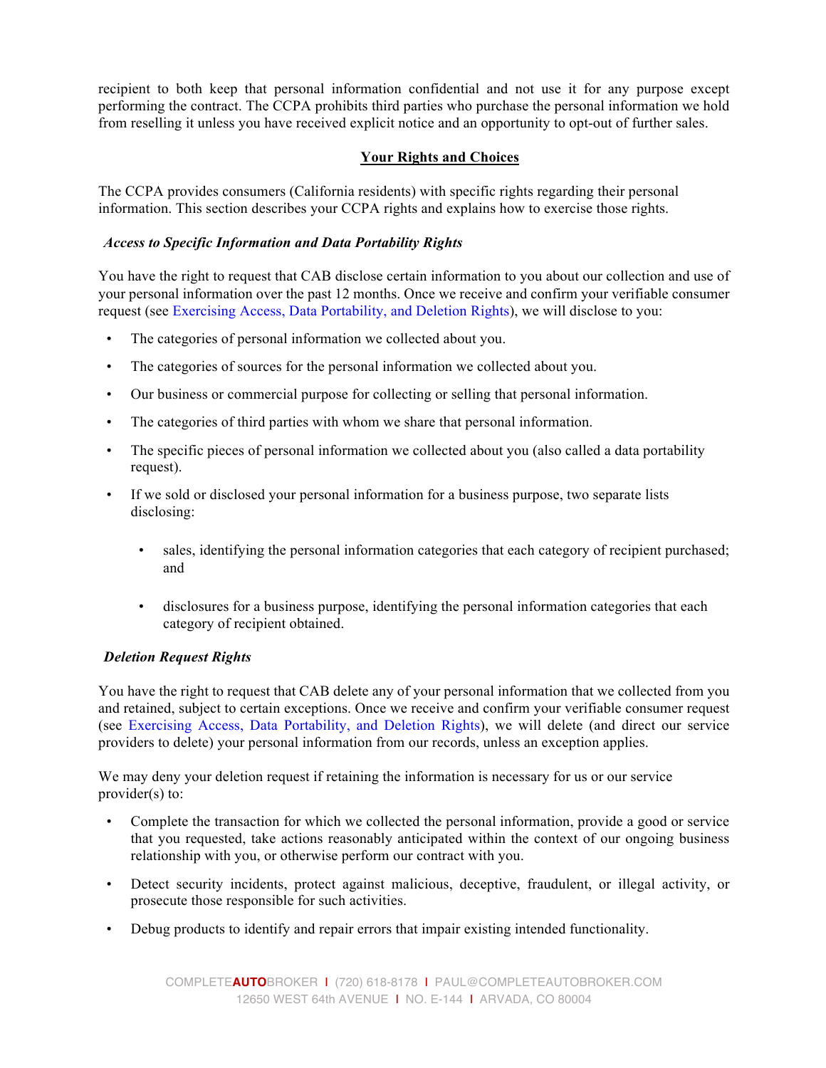recipient to both keep that personal information confidential and not use it for any purpose except performing the contract. The CCPA prohibits third parties who purchase the personal information we hold from reselling it unless you have received explicit notice and an opportunity to opt-out of further sales.

## Your Rights and Choices

The CCPA provides consumers (California residents) with specific rights regarding their personal information. This section describes your CCPA rights and explains how to exercise those rights.

### *Access to Specific Information and Data Portability Rights*

You have the right to request that CAB disclose certain information to you about our collection and use of your personal information over the past 12 months. Once we receive and confirm your verifiable consumer request (see Exercising Access, Data Portability, and Deletion Rights), we will disclose to you:

- The categories of personal information we collected about you.
- The categories of sources for the personal information we collected about you.
- Our business or commercial purpose for collecting or selling that personal information.
- The categories of third parties with whom we share that personal information.
- The specific pieces of personal information we collected about you (also called a data portability request).
- If we sold or disclosed your personal information for a business purpose, two separate lists disclosing:
  - sales, identifying the personal information categories that each category of recipient purchased; and
  - disclosures for a business purpose, identifying the personal information categories that each category of recipient obtained.

### *Deletion Request Rights*

You have the right to request that CAB delete any of your personal information that we collected from you and retained, subject to certain exceptions. Once we receive and confirm your verifiable consumer request (see Exercising Access, Data Portability, and Deletion Rights), we will delete (and direct our service providers to delete) your personal information from our records, unless an exception applies.

We may deny your deletion request if retaining the information is necessary for us or our service provider(s) to:

- Complete the transaction for which we collected the personal information, provide a good or service that you requested, take actions reasonably anticipated within the context of our ongoing business relationship with you, or otherwise perform our contract with you.
- Detect security incidents, protect against malicious, deceptive, fraudulent, or illegal activity, or prosecute those responsible for such activities.
- Debug products to identify and repair errors that impair existing intended functionality.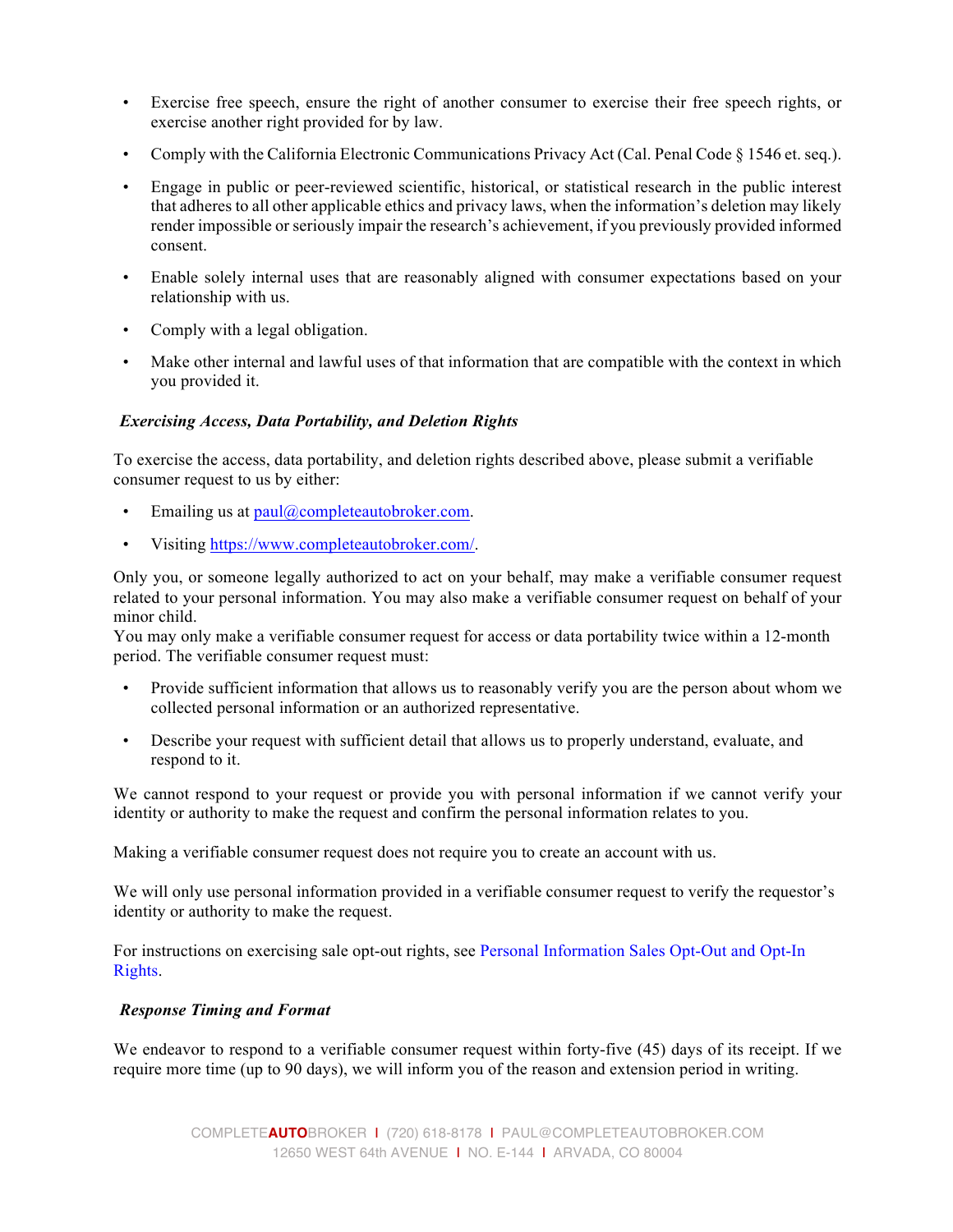- Exercise free speech, ensure the right of another consumer to exercise their free speech rights, or exercise another right provided for by law.
- Comply with the California Electronic Communications Privacy Act (Cal. Penal Code § 1546 et. seq.).
- Engage in public or peer-reviewed scientific, historical, or statistical research in the public interest that adheres to all other applicable ethics and privacy laws, when the information's deletion may likely render impossible or seriously impair the research's achievement, if you previously provided informed consent.
- Enable solely internal uses that are reasonably aligned with consumer expectations based on your relationship with us.
- Comply with a legal obligation.
- Make other internal and lawful uses of that information that are compatible with the context in which you provided it.

### *Exercising Access, Data Portability, and Deletion Rights*

To exercise the access, data portability, and deletion rights described above, please submit a verifiable consumer request to us by either:

- Emailing us at [paul@completeautobroker.com](mailto:paul@completeautobroker.com).
- Visiting [https://www.completeautobroker.com/](https://www.completeautobroker.com/).

Only you, or someone legally authorized to act on your behalf, may make a verifiable consumer request related to your personal information. You may also make a verifiable consumer request on behalf of your minor child.
You may only make a verifiable consumer request for access or data portability twice within a 12-month period. The verifiable consumer request must:

- Provide sufficient information that allows us to reasonably verify you are the person about whom we collected personal information or an authorized representative.
- Describe your request with sufficient detail that allows us to properly understand, evaluate, and respond to it.

We cannot respond to your request or provide you with personal information if we cannot verify your identity or authority to make the request and confirm the personal information relates to you.

Making a verifiable consumer request does not require you to create an account with us.

We will only use personal information provided in a verifiable consumer request to verify the requestor's identity or authority to make the request.

For instructions on exercising sale opt-out rights, see Personal Information Sales Opt-Out and Opt-In Rights.

### *Response Timing and Format*

We endeavor to respond to a verifiable consumer request within forty-five (45) days of its receipt. If we require more time (up to 90 days), we will inform you of the reason and extension period in writing.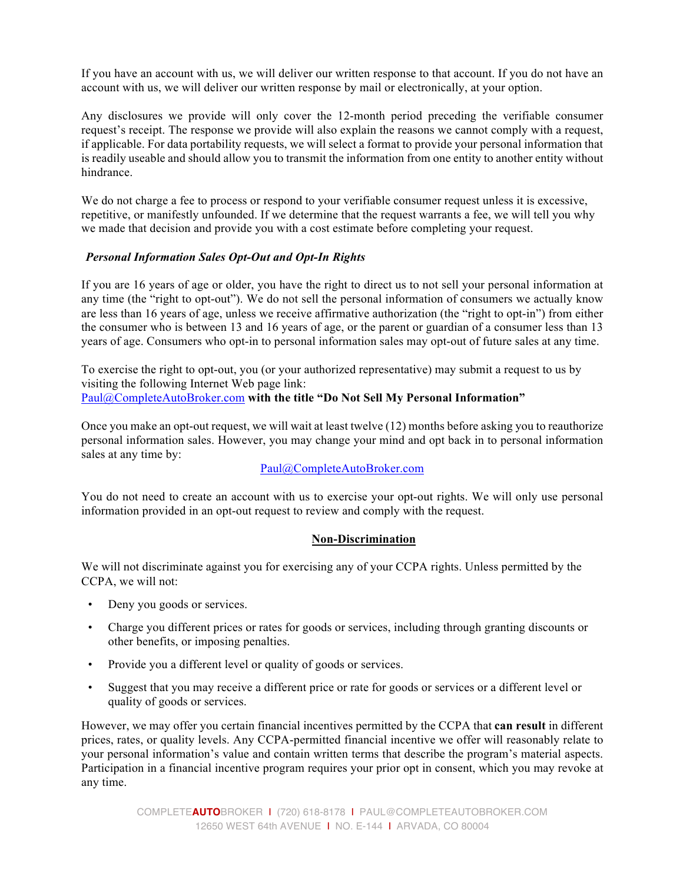If you have an account with us, we will deliver our written response to that account. If you do not have an account with us, we will deliver our written response by mail or electronically, at your option.

Any disclosures we provide will only cover the 12-month period preceding the verifiable consumer request's receipt. The response we provide will also explain the reasons we cannot comply with a request, if applicable. For data portability requests, we will select a format to provide your personal information that is readily useable and should allow you to transmit the information from one entity to another entity without hindrance.

We do not charge a fee to process or respond to your verifiable consumer request unless it is excessive, repetitive, or manifestly unfounded. If we determine that the request warrants a fee, we will tell you why we made that decision and provide you with a cost estimate before completing your request.

***Personal Information Sales Opt-Out and Opt-In Rights***

If you are 16 years of age or older, you have the right to direct us to not sell your personal information at any time (the "right to opt-out"). We do not sell the personal information of consumers we actually know are less than 16 years of age, unless we receive affirmative authorization (the "right to opt-in") from either the consumer who is between 13 and 16 years of age, or the parent or guardian of a consumer less than 13 years of age. Consumers who opt-in to personal information sales may opt-out of future sales at any time.

To exercise the right to opt-out, you (or your authorized representative) may submit a request to us by visiting the following Internet Web page link:
Paul@CompleteAutoBroker.com **with the title "Do Not Sell My Personal Information"**

Once you make an opt-out request, we will wait at least twelve (12) months before asking you to reauthorize personal information sales. However, you may change your mind and opt back in to personal information sales at any time by:

Paul@CompleteAutoBroker.com

You do not need to create an account with us to exercise your opt-out rights. We will only use personal information provided in an opt-out request to review and comply with the request.

## Non-Discrimination

We will not discriminate against you for exercising any of your CCPA rights. Unless permitted by the CCPA, we will not:

- Deny you goods or services.
- Charge you different prices or rates for goods or services, including through granting discounts or other benefits, or imposing penalties.
- Provide you a different level or quality of goods or services.
- Suggest that you may receive a different price or rate for goods or services or a different level or quality of goods or services.

However, we may offer you certain financial incentives permitted by the CCPA that **can result** in different prices, rates, or quality levels. Any CCPA-permitted financial incentive we offer will reasonably relate to your personal information's value and contain written terms that describe the program's material aspects. Participation in a financial incentive program requires your prior opt in consent, which you may revoke at any time.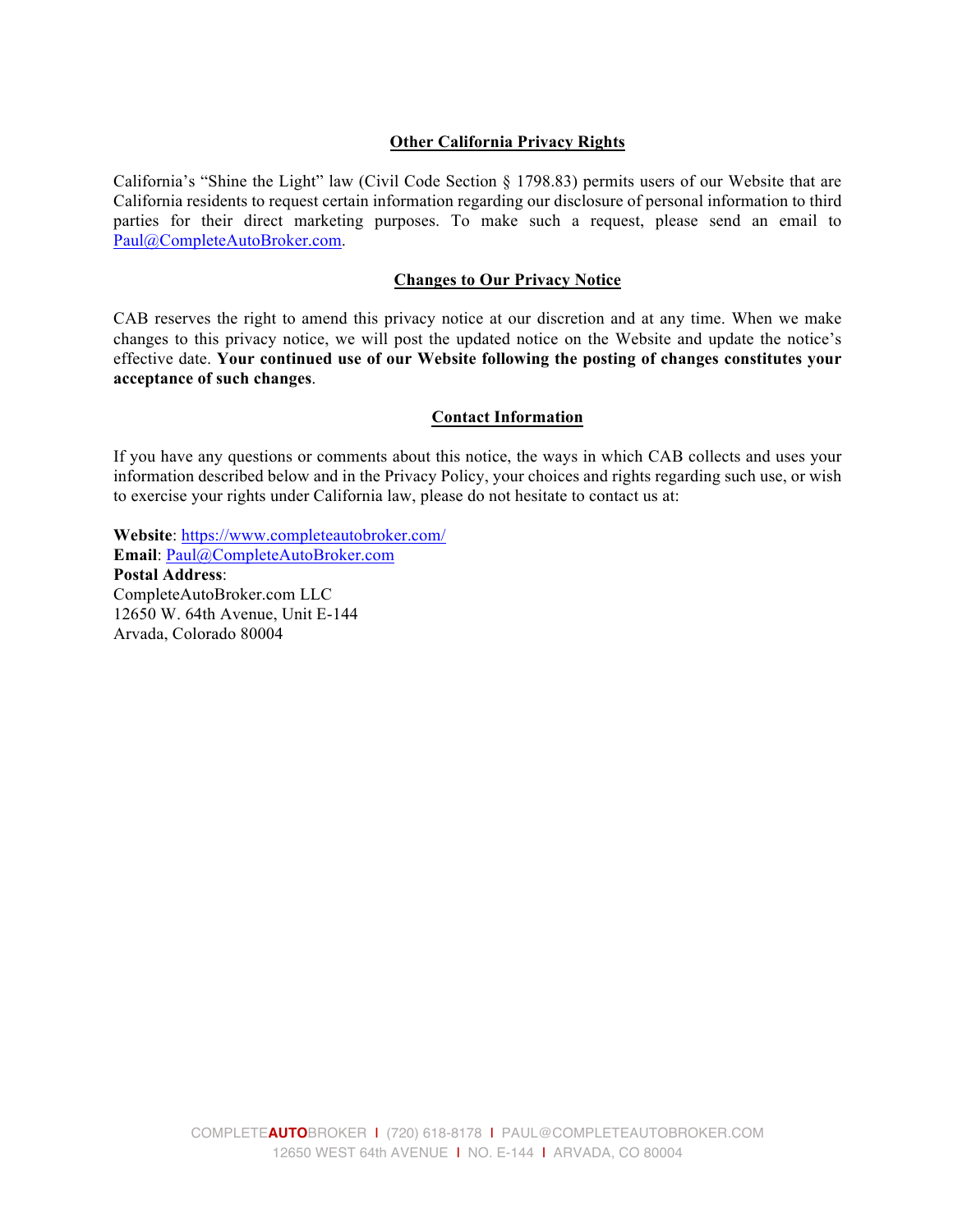## Other California Privacy Rights

California's "Shine the Light" law (Civil Code Section § 1798.83) permits users of our Website that are California residents to request certain information regarding our disclosure of personal information to third parties for their direct marketing purposes. To make such a request, please send an email to Paul@CompleteAutoBroker.com.

## Changes to Our Privacy Notice

CAB reserves the right to amend this privacy notice at our discretion and at any time. When we make changes to this privacy notice, we will post the updated notice on the Website and update the notice's effective date. **Your continued use of our Website following the posting of changes constitutes your acceptance of such changes**.

## Contact Information

If you have any questions or comments about this notice, the ways in which CAB collects and uses your information described below and in the Privacy Policy, your choices and rights regarding such use, or wish to exercise your rights under California law, please do not hesitate to contact us at:

**Website**: https://www.completeautobroker.com/
**Email**: Paul@CompleteAutoBroker.com
**Postal Address**:
CompleteAutoBroker.com LLC
12650 W. 64th Avenue, Unit E-144
Arvada, Colorado 80004